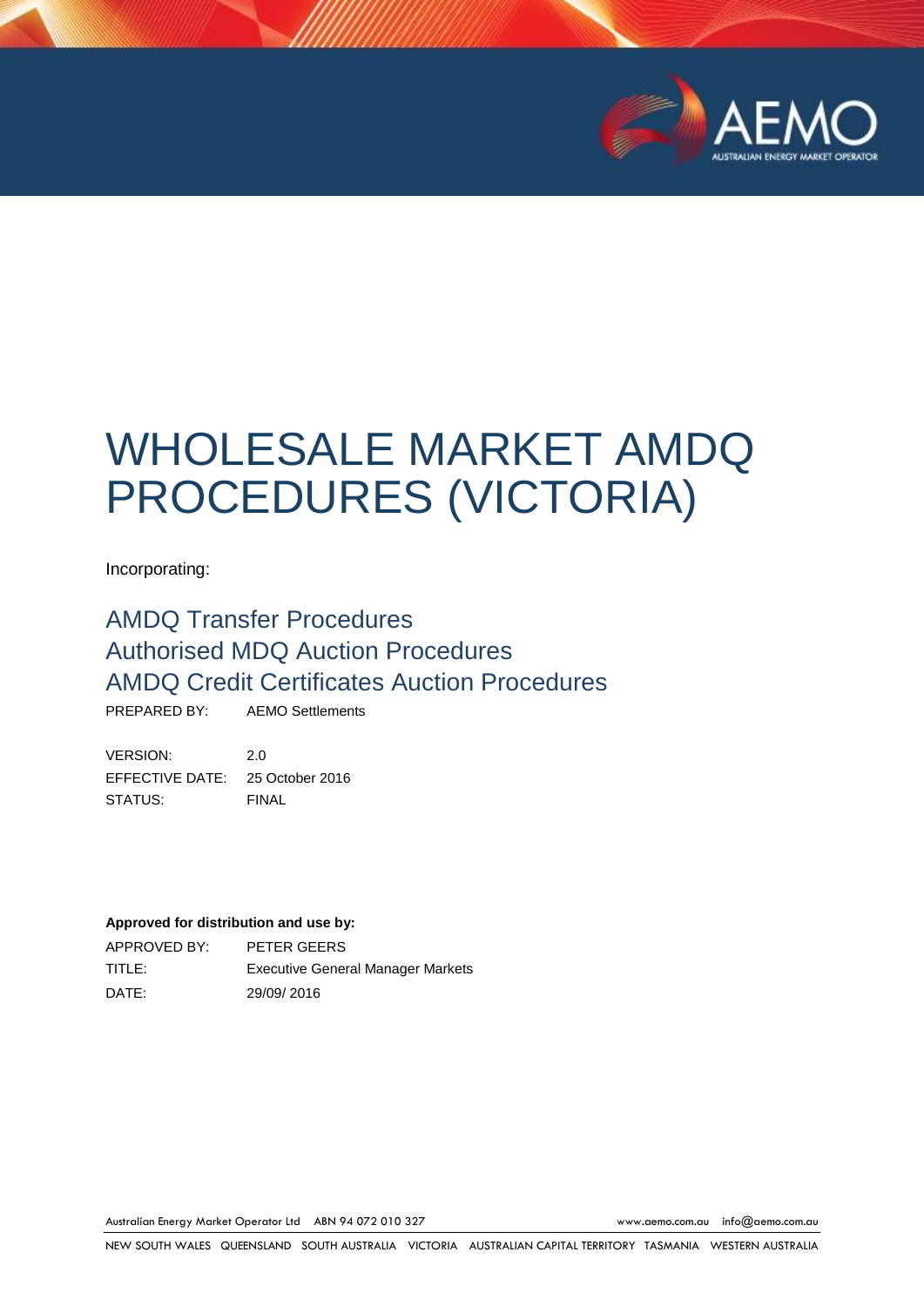# WHOLESALE MARKET AMDQ PROCEDURES (VICTORIA)

Incorporating:

## AMDQ Transfer Procedures
## Authorised MDQ Auction Procedures
## AMDQ Credit Certificates Auction Procedures

PREPARED BY: AEMO Settlements

VERSION: 2.0
EFFECTIVE DATE: 25 October 2016
STATUS: FINAL

**Approved for distribution and use by:**

APPROVED BY: PETER GEERS
TITLE: Executive General Manager Markets
DATE: 29/09/ 2016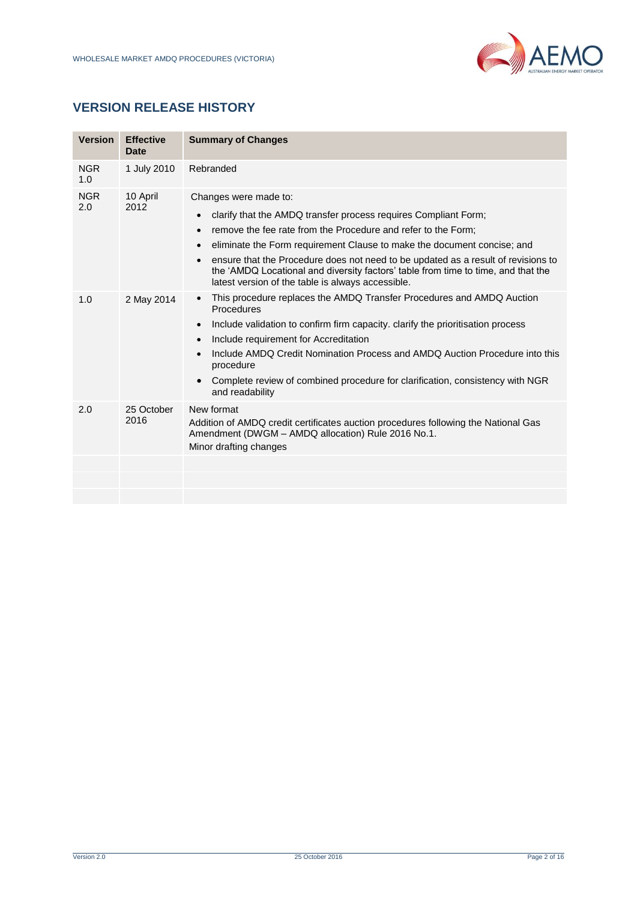## VERSION RELEASE HISTORY

| Version | Effective Date | Summary of Changes |
|---|---|---|
| NGR 1.0 | 1 July 2010 | Rebranded |
| NGR 2.0 | 10 April 2012 | Changes were made to:<br>• clarify that the AMDQ transfer process requires Compliant Form;<br>• remove the fee rate from the Procedure and refer to the Form;<br>• eliminate the Form requirement Clause to make the document concise; and<br>• ensure that the Procedure does not need to be updated as a result of revisions to the 'AMDQ Locational and diversity factors' table from time to time, and that the latest version of the table is always accessible. |
| 1.0 | 2 May 2014 | • This procedure replaces the AMDQ Transfer Procedures and AMDQ Auction Procedures<br>• Include validation to confirm firm capacity. clarify the prioritisation process<br>• Include requirement for Accreditation<br>• Include AMDQ Credit Nomination Process and AMDQ Auction Procedure into this procedure<br>• Complete review of combined procedure for clarification, consistency with NGR and readability |
| 2.0 | 25 October 2016 | New format<br>Addition of AMDQ credit certificates auction procedures following the National Gas Amendment (DWGM – AMDQ allocation) Rule 2016 No.1.<br>Minor drafting changes |
| | | |
| | | |
| | | |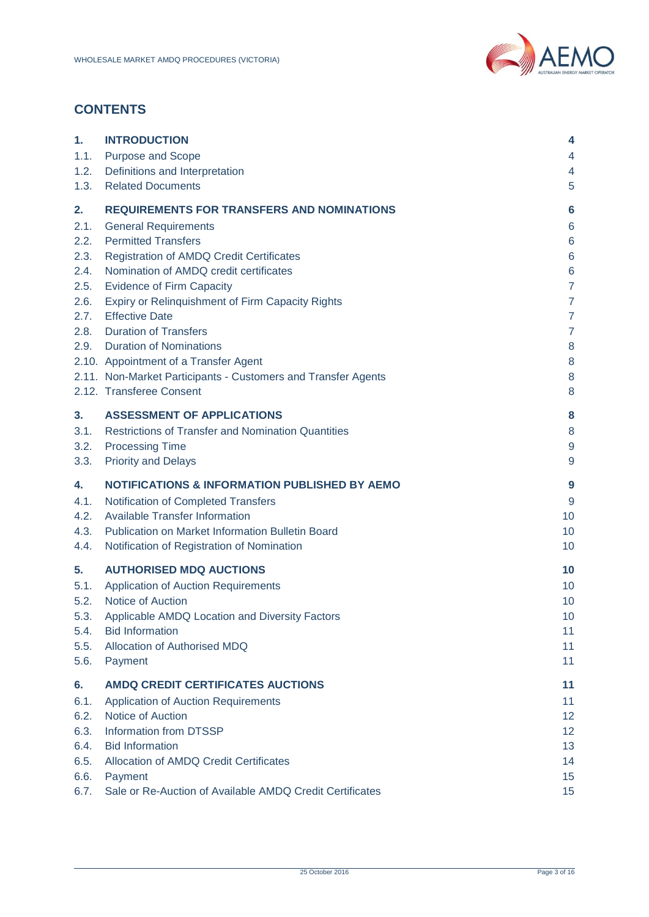## CONTENTS

| | | |
|---|---|---|
| **1.** | **INTRODUCTION** | **4** |
| 1.1. | Purpose and Scope | 4 |
| 1.2. | Definitions and Interpretation | 4 |
| 1.3. | Related Documents | 5 |
| **2.** | **REQUIREMENTS FOR TRANSFERS AND NOMINATIONS** | **6** |
| 2.1. | General Requirements | 6 |
| 2.2. | Permitted Transfers | 6 |
| 2.3. | Registration of AMDQ Credit Certificates | 6 |
| 2.4. | Nomination of AMDQ credit certificates | 6 |
| 2.5. | Evidence of Firm Capacity | 7 |
| 2.6. | Expiry or Relinquishment of Firm Capacity Rights | 7 |
| 2.7. | Effective Date | 7 |
| 2.8. | Duration of Transfers | 7 |
| 2.9. | Duration of Nominations | 8 |
| 2.10. | Appointment of a Transfer Agent | 8 |
| 2.11. | Non-Market Participants - Customers and Transfer Agents | 8 |
| 2.12. | Transferee Consent | 8 |
| **3.** | **ASSESSMENT OF APPLICATIONS** | **8** |
| 3.1. | Restrictions of Transfer and Nomination Quantities | 8 |
| 3.2. | Processing Time | 9 |
| 3.3. | Priority and Delays | 9 |
| **4.** | **NOTIFICATIONS & INFORMATION PUBLISHED BY AEMO** | **9** |
| 4.1. | Notification of Completed Transfers | 9 |
| 4.2. | Available Transfer Information | 10 |
| 4.3. | Publication on Market Information Bulletin Board | 10 |
| 4.4. | Notification of Registration of Nomination | 10 |
| **5.** | **AUTHORISED MDQ AUCTIONS** | **10** |
| 5.1. | Application of Auction Requirements | 10 |
| 5.2. | Notice of Auction | 10 |
| 5.3. | Applicable AMDQ Location and Diversity Factors | 10 |
| 5.4. | Bid Information | 11 |
| 5.5. | Allocation of Authorised MDQ | 11 |
| 5.6. | Payment | 11 |
| **6.** | **AMDQ CREDIT CERTIFICATES AUCTIONS** | **11** |
| 6.1. | Application of Auction Requirements | 11 |
| 6.2. | Notice of Auction | 12 |
| 6.3. | Information from DTSSP | 12 |
| 6.4. | Bid Information | 13 |
| 6.5. | Allocation of AMDQ Credit Certificates | 14 |
| 6.6. | Payment | 15 |
| 6.7. | Sale or Re-Auction of Available AMDQ Credit Certificates | 15 |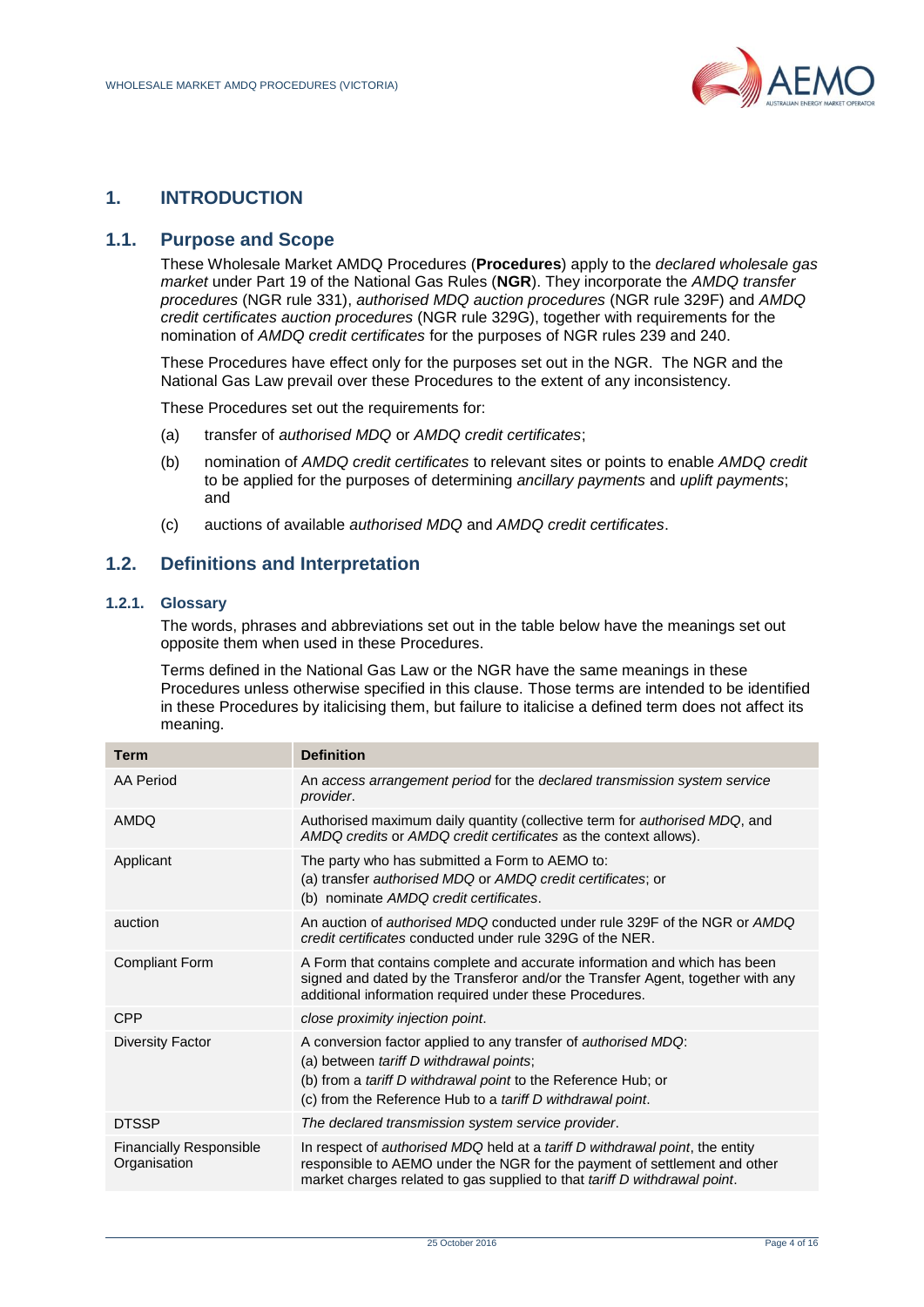# 1. INTRODUCTION

## 1.1. Purpose and Scope

These Wholesale Market AMDQ Procedures (**Procedures**) apply to the *declared wholesale gas market* under Part 19 of the National Gas Rules (**NGR**). They incorporate the *AMDQ transfer procedures* (NGR rule 331), *authorised MDQ auction procedures* (NGR rule 329F) and *AMDQ credit certificates auction procedures* (NGR rule 329G), together with requirements for the nomination of *AMDQ credit certificates* for the purposes of NGR rules 239 and 240.

These Procedures have effect only for the purposes set out in the NGR. The NGR and the National Gas Law prevail over these Procedures to the extent of any inconsistency.

These Procedures set out the requirements for:

(a) transfer of *authorised MDQ* or *AMDQ credit certificates*;

(b) nomination of *AMDQ credit certificates* to relevant sites or points to enable *AMDQ credit* to be applied for the purposes of determining *ancillary payments* and *uplift payments*; and

(c) auctions of available *authorised MDQ* and *AMDQ credit certificates*.

## 1.2. Definitions and Interpretation

### 1.2.1. Glossary

The words, phrases and abbreviations set out in the table below have the meanings set out opposite them when used in these Procedures.

Terms defined in the National Gas Law or the NGR have the same meanings in these Procedures unless otherwise specified in this clause. Those terms are intended to be identified in these Procedures by italicising them, but failure to italicise a defined term does not affect its meaning.

| Term | Definition |
|---|---|
| AA Period | An *access arrangement period* for the *declared transmission system service provider*. |
| AMDQ | Authorised maximum daily quantity (collective term for *authorised MDQ*, and *AMDQ credits* or *AMDQ credit certificates* as the context allows). |
| Applicant | The party who has submitted a Form to AEMO to:<br>(a) transfer *authorised MDQ* or *AMDQ credit certificates*; or<br>(b) nominate *AMDQ credit certificates*. |
| auction | An auction of *authorised MDQ* conducted under rule 329F of the NGR or *AMDQ credit certificates* conducted under rule 329G of the NER. |
| Compliant Form | A Form that contains complete and accurate information and which has been signed and dated by the Transferor and/or the Transfer Agent, together with any additional information required under these Procedures. |
| CPP | *close proximity injection point*. |
| Diversity Factor | A conversion factor applied to any transfer of *authorised MDQ*:<br>(a) between *tariff D withdrawal points*;<br>(b) from a *tariff D withdrawal point* to the Reference Hub; or<br>(c) from the Reference Hub to a *tariff D withdrawal point*. |
| DTSSP | *The declared transmission system service provider*. |
| Financially Responsible Organisation | In respect of *authorised MDQ* held at a *tariff D withdrawal point*, the entity responsible to AEMO under the NGR for the payment of settlement and other market charges related to gas supplied to that *tariff D withdrawal point*. |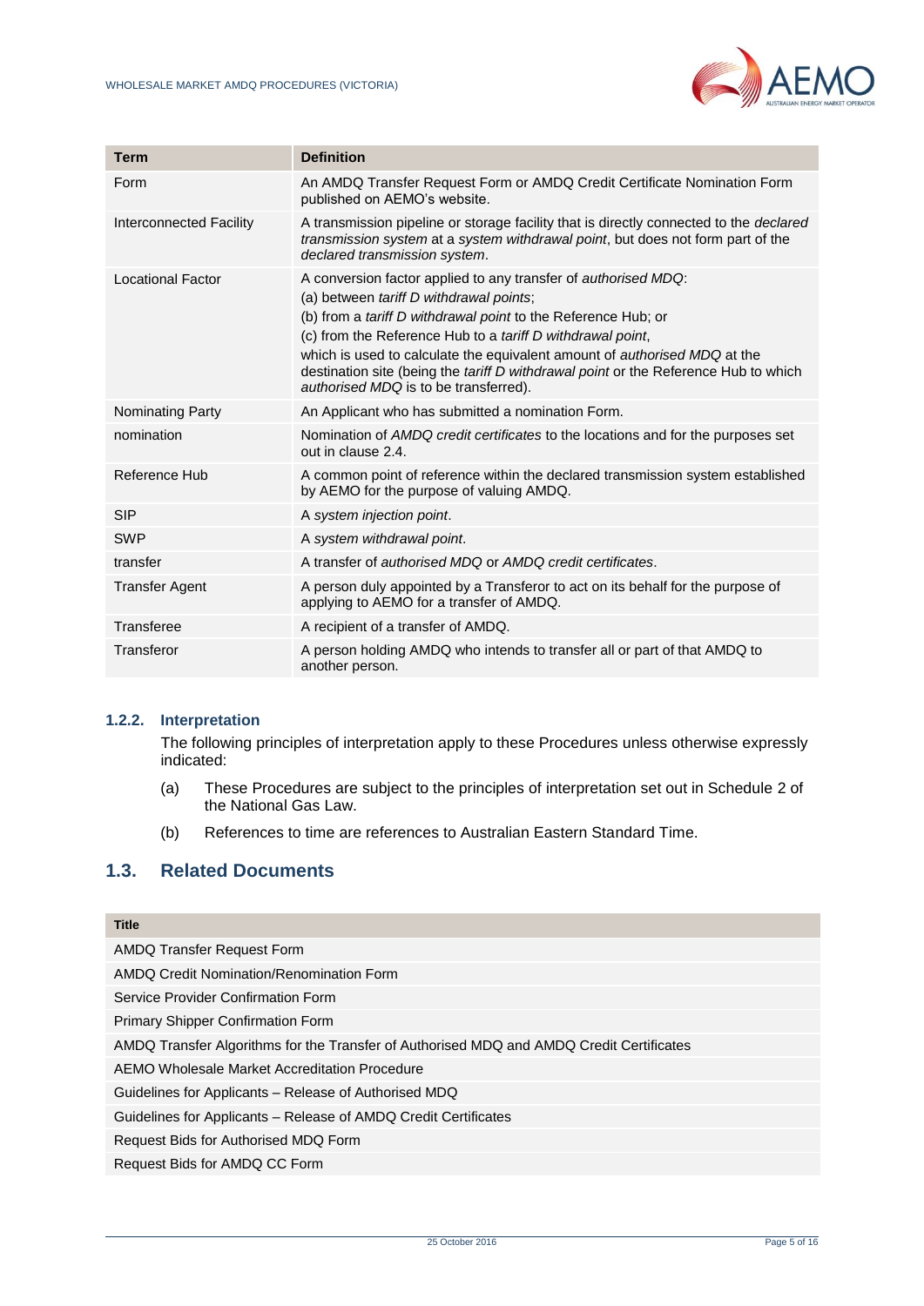| Term | Definition |
|---|---|
| Form | An AMDQ Transfer Request Form or AMDQ Credit Certificate Nomination Form published on AEMO's website. |
| Interconnected Facility | A transmission pipeline or storage facility that is directly connected to the *declared transmission system* at a *system withdrawal point*, but does not form part of the *declared transmission system*. |
| Locational Factor | A conversion factor applied to any transfer of *authorised MDQ*:<br>(a) between *tariff D withdrawal points*;<br>(b) from a *tariff D withdrawal point* to the Reference Hub; or<br>(c) from the Reference Hub to a *tariff D withdrawal point*,<br>which is used to calculate the equivalent amount of *authorised MDQ* at the destination site (being the *tariff D withdrawal point* or the Reference Hub to which *authorised MDQ* is to be transferred). |
| Nominating Party | An Applicant who has submitted a nomination Form. |
| nomination | Nomination of *AMDQ credit certificates* to the locations and for the purposes set out in clause 2.4. |
| Reference Hub | A common point of reference within the declared transmission system established by AEMO for the purpose of valuing AMDQ. |
| SIP | A *system injection point*. |
| SWP | A *system withdrawal point*. |
| transfer | A transfer of *authorised MDQ* or *AMDQ credit certificates*. |
| Transfer Agent | A person duly appointed by a Transferor to act on its behalf for the purpose of applying to AEMO for a transfer of AMDQ. |
| Transferee | A recipient of a transfer of AMDQ. |
| Transferor | A person holding AMDQ who intends to transfer all or part of that AMDQ to another person. |

### 1.2.2. Interpretation

The following principles of interpretation apply to these Procedures unless otherwise expressly indicated:

(a) These Procedures are subject to the principles of interpretation set out in Schedule 2 of the National Gas Law.

(b) References to time are references to Australian Eastern Standard Time.

## 1.3. Related Documents

| Title |
|---|
| AMDQ Transfer Request Form |
| AMDQ Credit Nomination/Renomination Form |
| Service Provider Confirmation Form |
| Primary Shipper Confirmation Form |
| AMDQ Transfer Algorithms for the Transfer of Authorised MDQ and AMDQ Credit Certificates |
| AEMO Wholesale Market Accreditation Procedure |
| Guidelines for Applicants – Release of Authorised MDQ |
| Guidelines for Applicants – Release of AMDQ Credit Certificates |
| Request Bids for Authorised MDQ Form |
| Request Bids for AMDQ CC Form |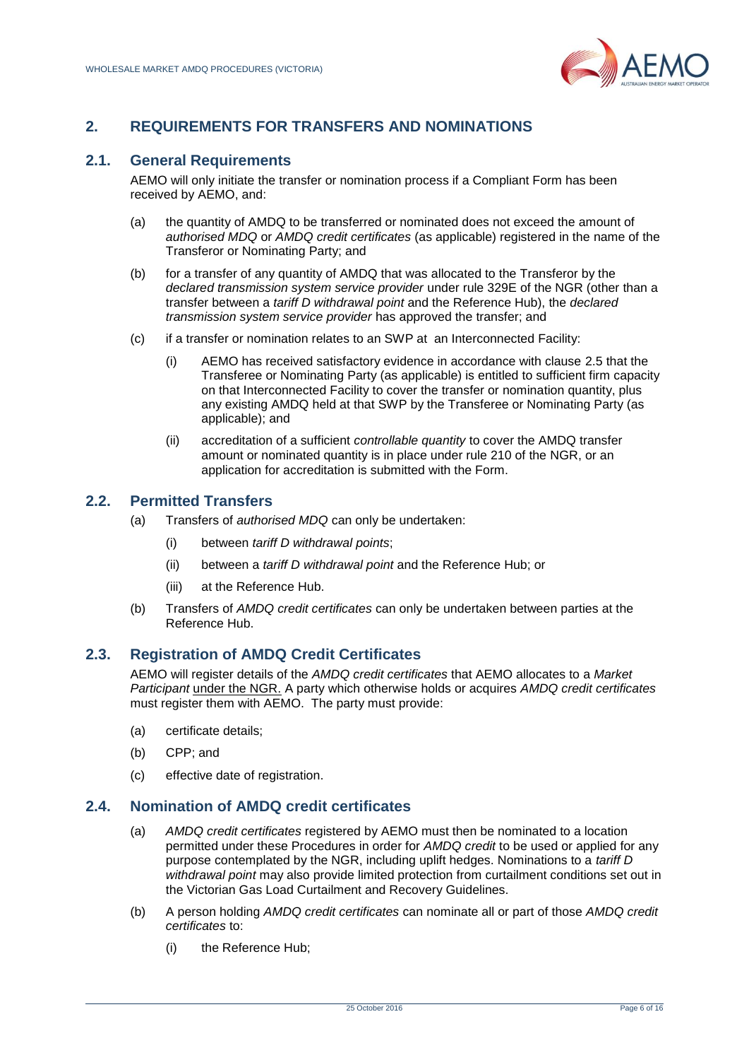## 2. REQUIREMENTS FOR TRANSFERS AND NOMINATIONS

### 2.1. General Requirements

AEMO will only initiate the transfer or nomination process if a Compliant Form has been received by AEMO, and:

(a) the quantity of AMDQ to be transferred or nominated does not exceed the amount of *authorised MDQ* or *AMDQ credit certificates* (as applicable) registered in the name of the Transferor or Nominating Party; and

(b) for a transfer of any quantity of AMDQ that was allocated to the Transferor by the *declared transmission system service provider* under rule 329E of the NGR (other than a transfer between a *tariff D withdrawal point* and the Reference Hub), the *declared transmission system service provider* has approved the transfer; and

(c) if a transfer or nomination relates to an SWP at an Interconnected Facility:

(i) AEMO has received satisfactory evidence in accordance with clause 2.5 that the Transferee or Nominating Party (as applicable) is entitled to sufficient firm capacity on that Interconnected Facility to cover the transfer or nomination quantity, plus any existing AMDQ held at that SWP by the Transferee or Nominating Party (as applicable); and

(ii) accreditation of a sufficient *controllable quantity* to cover the AMDQ transfer amount or nominated quantity is in place under rule 210 of the NGR, or an application for accreditation is submitted with the Form.

### 2.2. Permitted Transfers

(a) Transfers of *authorised MDQ* can only be undertaken:

(i) between *tariff D withdrawal points*;

(ii) between a *tariff D withdrawal point* and the Reference Hub; or

(iii) at the Reference Hub.

(b) Transfers of *AMDQ credit certificates* can only be undertaken between parties at the Reference Hub.

### 2.3. Registration of AMDQ Credit Certificates

AEMO will register details of the *AMDQ credit certificates* that AEMO allocates to a *Market Participant* under the NGR. A party which otherwise holds or acquires *AMDQ credit certificates* must register them with AEMO. The party must provide:

(a) certificate details;

(b) CPP; and

(c) effective date of registration.

### 2.4. Nomination of AMDQ credit certificates

(a) *AMDQ credit certificates* registered by AEMO must then be nominated to a location permitted under these Procedures in order for *AMDQ credit* to be used or applied for any purpose contemplated by the NGR, including uplift hedges. Nominations to a *tariff D withdrawal point* may also provide limited protection from curtailment conditions set out in the Victorian Gas Load Curtailment and Recovery Guidelines.

(b) A person holding *AMDQ credit certificates* can nominate all or part of those *AMDQ credit certificates* to:

(i) the Reference Hub;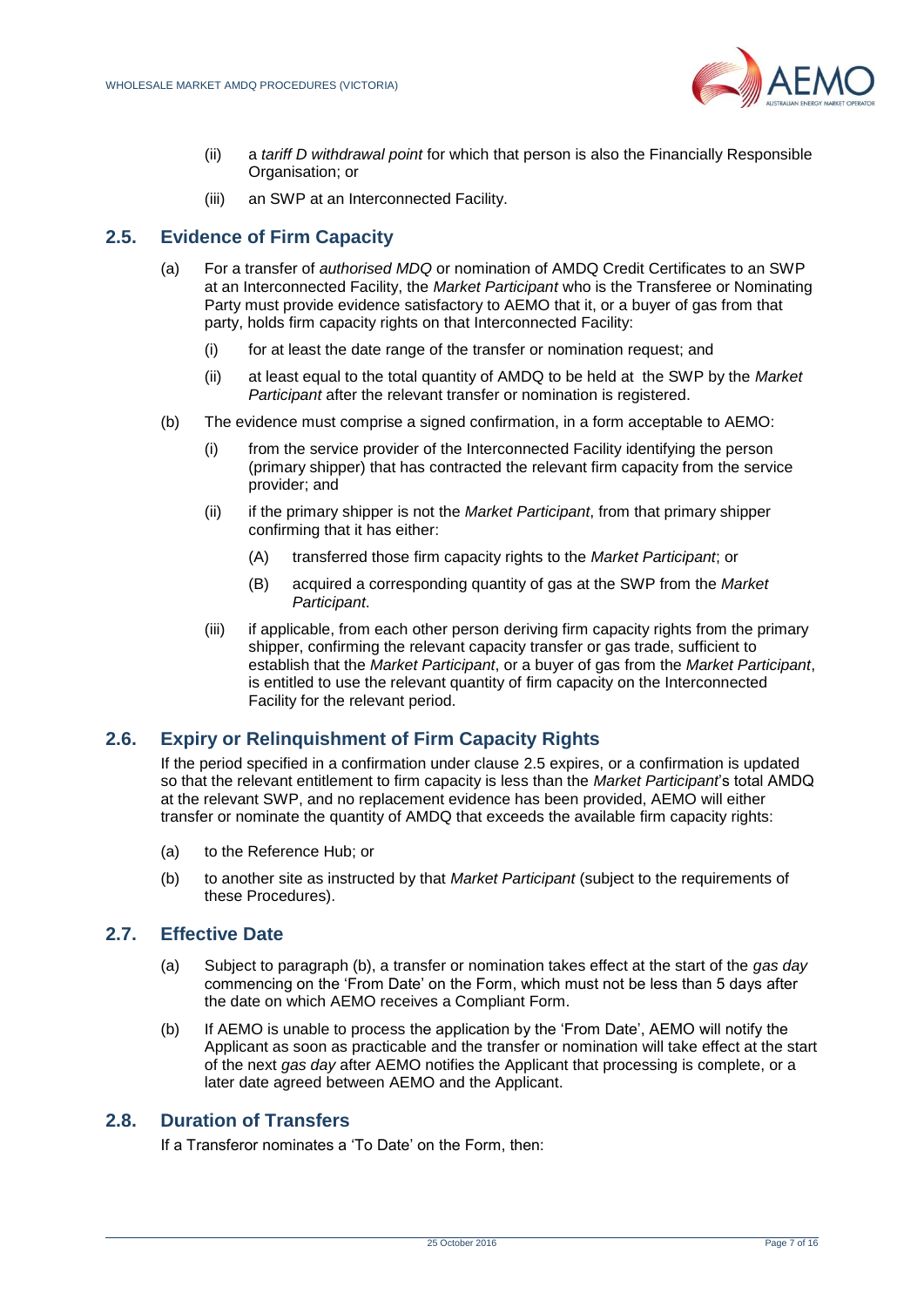(ii) a *tariff D withdrawal point* for which that person is also the Financially Responsible Organisation; or

(iii) an SWP at an Interconnected Facility.

## 2.5. Evidence of Firm Capacity

(a) For a transfer of *authorised MDQ* or nomination of AMDQ Credit Certificates to an SWP at an Interconnected Facility, the *Market Participant* who is the Transferee or Nominating Party must provide evidence satisfactory to AEMO that it, or a buyer of gas from that party, holds firm capacity rights on that Interconnected Facility:

(i) for at least the date range of the transfer or nomination request; and

(ii) at least equal to the total quantity of AMDQ to be held at the SWP by the *Market Participant* after the relevant transfer or nomination is registered.

(b) The evidence must comprise a signed confirmation, in a form acceptable to AEMO:

(i) from the service provider of the Interconnected Facility identifying the person (primary shipper) that has contracted the relevant firm capacity from the service provider; and

(ii) if the primary shipper is not the *Market Participant*, from that primary shipper confirming that it has either:

(A) transferred those firm capacity rights to the *Market Participant*; or

(B) acquired a corresponding quantity of gas at the SWP from the *Market Participant*.

(iii) if applicable, from each other person deriving firm capacity rights from the primary shipper, confirming the relevant capacity transfer or gas trade, sufficient to establish that the *Market Participant*, or a buyer of gas from the *Market Participant*, is entitled to use the relevant quantity of firm capacity on the Interconnected Facility for the relevant period.

## 2.6. Expiry or Relinquishment of Firm Capacity Rights

If the period specified in a confirmation under clause 2.5 expires, or a confirmation is updated so that the relevant entitlement to firm capacity is less than the *Market Participant*'s total AMDQ at the relevant SWP, and no replacement evidence has been provided, AEMO will either transfer or nominate the quantity of AMDQ that exceeds the available firm capacity rights:

(a) to the Reference Hub; or

(b) to another site as instructed by that *Market Participant* (subject to the requirements of these Procedures).

## 2.7. Effective Date

(a) Subject to paragraph (b), a transfer or nomination takes effect at the start of the *gas day* commencing on the 'From Date' on the Form, which must not be less than 5 days after the date on which AEMO receives a Compliant Form.

(b) If AEMO is unable to process the application by the 'From Date', AEMO will notify the Applicant as soon as practicable and the transfer or nomination will take effect at the start of the next *gas day* after AEMO notifies the Applicant that processing is complete, or a later date agreed between AEMO and the Applicant.

## 2.8. Duration of Transfers

If a Transferor nominates a 'To Date' on the Form, then: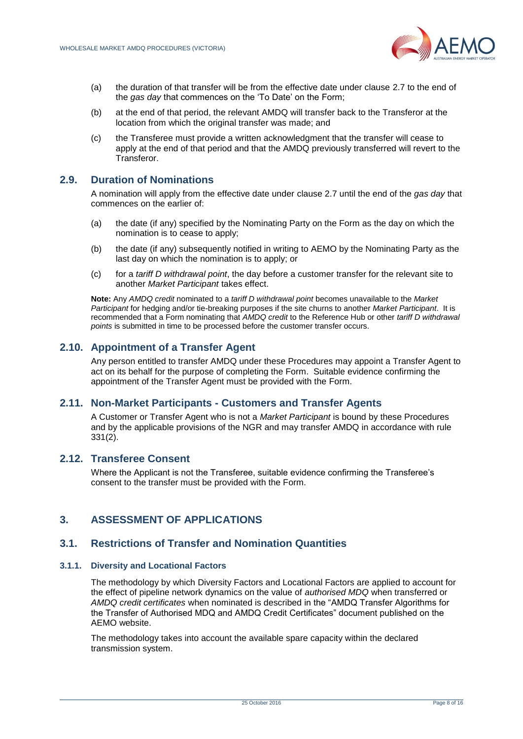(a) the duration of that transfer will be from the effective date under clause 2.7 to the end of the *gas day* that commences on the 'To Date' on the Form;

(b) at the end of that period, the relevant AMDQ will transfer back to the Transferor at the location from which the original transfer was made; and

(c) the Transferee must provide a written acknowledgment that the transfer will cease to apply at the end of that period and that the AMDQ previously transferred will revert to the Transferor.

## 2.9. Duration of Nominations

A nomination will apply from the effective date under clause 2.7 until the end of the *gas day* that commences on the earlier of:

(a) the date (if any) specified by the Nominating Party on the Form as the day on which the nomination is to cease to apply;

(b) the date (if any) subsequently notified in writing to AEMO by the Nominating Party as the last day on which the nomination is to apply; or

(c) for a *tariff D withdrawal point*, the day before a customer transfer for the relevant site to another *Market Participant* takes effect.

**Note:** Any *AMDQ credit* nominated to a *tariff D withdrawal point* becomes unavailable to the *Market Participant* for hedging and/or tie-breaking purposes if the site churns to another *Market Participant*. It is recommended that a Form nominating that *AMDQ credit* to the Reference Hub or other *tariff D withdrawal points* is submitted in time to be processed before the customer transfer occurs.

## 2.10. Appointment of a Transfer Agent

Any person entitled to transfer AMDQ under these Procedures may appoint a Transfer Agent to act on its behalf for the purpose of completing the Form. Suitable evidence confirming the appointment of the Transfer Agent must be provided with the Form.

## 2.11. Non-Market Participants - Customers and Transfer Agents

A Customer or Transfer Agent who is not a *Market Participant* is bound by these Procedures and by the applicable provisions of the NGR and may transfer AMDQ in accordance with rule 331(2).

## 2.12. Transferee Consent

Where the Applicant is not the Transferee, suitable evidence confirming the Transferee's consent to the transfer must be provided with the Form.

# 3. ASSESSMENT OF APPLICATIONS

## 3.1. Restrictions of Transfer and Nomination Quantities

### 3.1.1. Diversity and Locational Factors

The methodology by which Diversity Factors and Locational Factors are applied to account for the effect of pipeline network dynamics on the value of *authorised MDQ* when transferred or *AMDQ credit certificates* when nominated is described in the "AMDQ Transfer Algorithms for the Transfer of Authorised MDQ and AMDQ Credit Certificates" document published on the AEMO website.

The methodology takes into account the available spare capacity within the declared transmission system.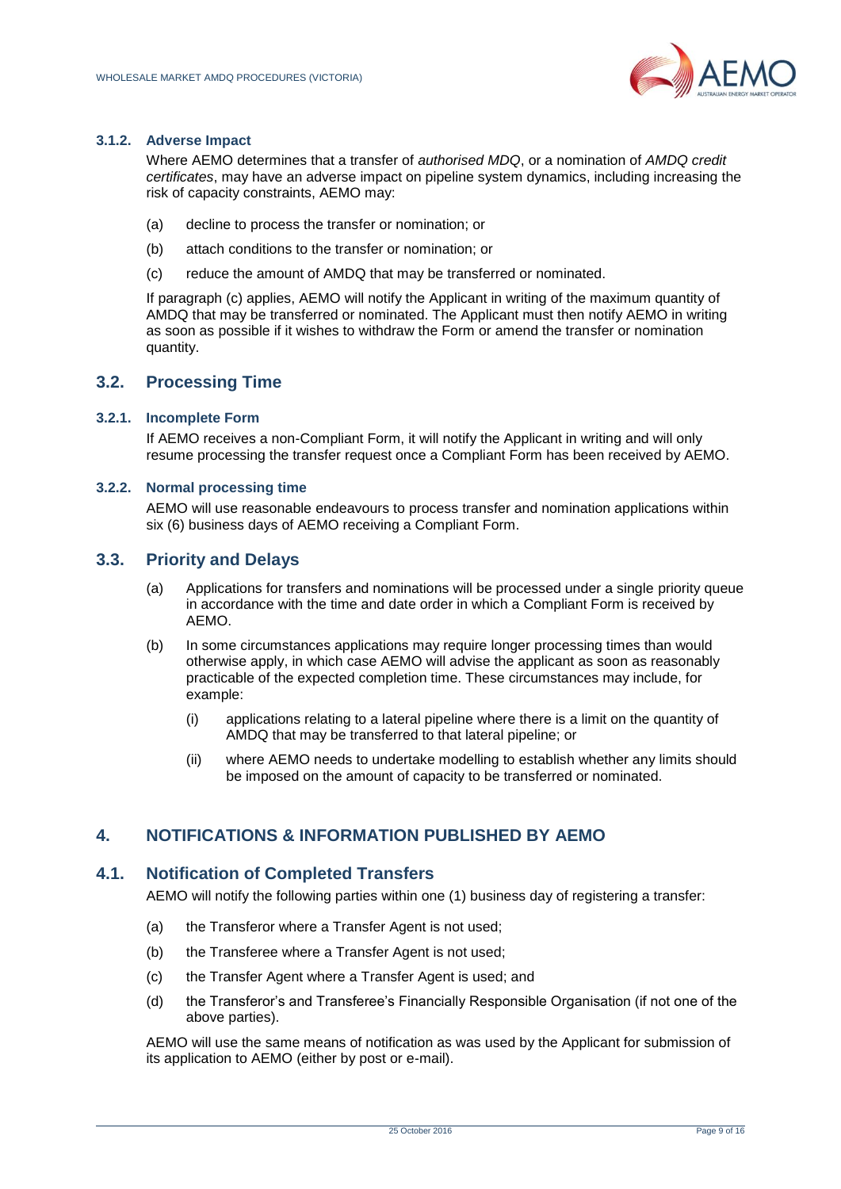#### 3.1.2. Adverse Impact

Where AEMO determines that a transfer of *authorised MDQ*, or a nomination of *AMDQ credit certificates*, may have an adverse impact on pipeline system dynamics, including increasing the risk of capacity constraints, AEMO may:

(a) decline to process the transfer or nomination; or

(b) attach conditions to the transfer or nomination; or

(c) reduce the amount of AMDQ that may be transferred or nominated.

If paragraph (c) applies, AEMO will notify the Applicant in writing of the maximum quantity of AMDQ that may be transferred or nominated. The Applicant must then notify AEMO in writing as soon as possible if it wishes to withdraw the Form or amend the transfer or nomination quantity.

### 3.2. Processing Time

#### 3.2.1. Incomplete Form

If AEMO receives a non-Compliant Form, it will notify the Applicant in writing and will only resume processing the transfer request once a Compliant Form has been received by AEMO.

#### 3.2.2. Normal processing time

AEMO will use reasonable endeavours to process transfer and nomination applications within six (6) business days of AEMO receiving a Compliant Form.

### 3.3. Priority and Delays

(a) Applications for transfers and nominations will be processed under a single priority queue in accordance with the time and date order in which a Compliant Form is received by AEMO.

(b) In some circumstances applications may require longer processing times than would otherwise apply, in which case AEMO will advise the applicant as soon as reasonably practicable of the expected completion time. These circumstances may include, for example:

   (i) applications relating to a lateral pipeline where there is a limit on the quantity of AMDQ that may be transferred to that lateral pipeline; or

   (ii) where AEMO needs to undertake modelling to establish whether any limits should be imposed on the amount of capacity to be transferred or nominated.

## 4. NOTIFICATIONS & INFORMATION PUBLISHED BY AEMO

### 4.1. Notification of Completed Transfers

AEMO will notify the following parties within one (1) business day of registering a transfer:

(a) the Transferor where a Transfer Agent is not used;

(b) the Transferee where a Transfer Agent is not used;

(c) the Transfer Agent where a Transfer Agent is used; and

(d) the Transferor's and Transferee's Financially Responsible Organisation (if not one of the above parties).

AEMO will use the same means of notification as was used by the Applicant for submission of its application to AEMO (either by post or e-mail).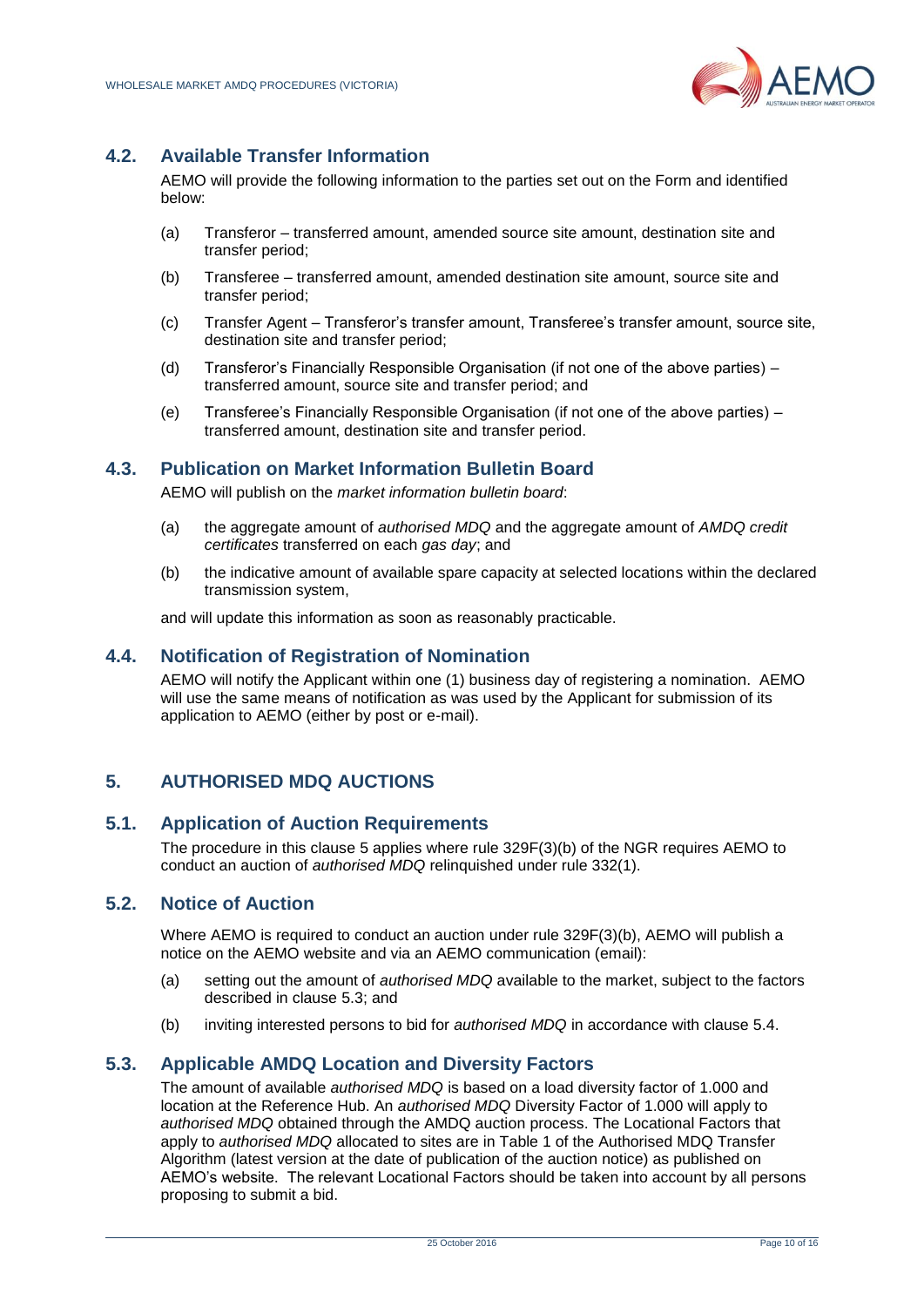## 4.2. Available Transfer Information

AEMO will provide the following information to the parties set out on the Form and identified below:

(a) Transferor – transferred amount, amended source site amount, destination site and transfer period;

(b) Transferee – transferred amount, amended destination site amount, source site and transfer period;

(c) Transfer Agent – Transferor's transfer amount, Transferee's transfer amount, source site, destination site and transfer period;

(d) Transferor's Financially Responsible Organisation (if not one of the above parties) – transferred amount, source site and transfer period; and

(e) Transferee's Financially Responsible Organisation (if not one of the above parties) – transferred amount, destination site and transfer period.

## 4.3. Publication on Market Information Bulletin Board

AEMO will publish on the *market information bulletin board*:

(a) the aggregate amount of *authorised MDQ* and the aggregate amount of *AMDQ credit certificates* transferred on each *gas day*; and

(b) the indicative amount of available spare capacity at selected locations within the declared transmission system,

and will update this information as soon as reasonably practicable.

## 4.4. Notification of Registration of Nomination

AEMO will notify the Applicant within one (1) business day of registering a nomination. AEMO will use the same means of notification as was used by the Applicant for submission of its application to AEMO (either by post or e-mail).

# 5. AUTHORISED MDQ AUCTIONS

## 5.1. Application of Auction Requirements

The procedure in this clause 5 applies where rule 329F(3)(b) of the NGR requires AEMO to conduct an auction of *authorised MDQ* relinquished under rule 332(1).

## 5.2. Notice of Auction

Where AEMO is required to conduct an auction under rule 329F(3)(b), AEMO will publish a notice on the AEMO website and via an AEMO communication (email):

(a) setting out the amount of *authorised MDQ* available to the market, subject to the factors described in clause 5.3; and

(b) inviting interested persons to bid for *authorised MDQ* in accordance with clause 5.4.

## 5.3. Applicable AMDQ Location and Diversity Factors

The amount of available *authorised MDQ* is based on a load diversity factor of 1.000 and location at the Reference Hub. An *authorised MDQ* Diversity Factor of 1.000 will apply to *authorised MDQ* obtained through the AMDQ auction process. The Locational Factors that apply to *authorised MDQ* allocated to sites are in Table 1 of the Authorised MDQ Transfer Algorithm (latest version at the date of publication of the auction notice) as published on AEMO's website. The relevant Locational Factors should be taken into account by all persons proposing to submit a bid.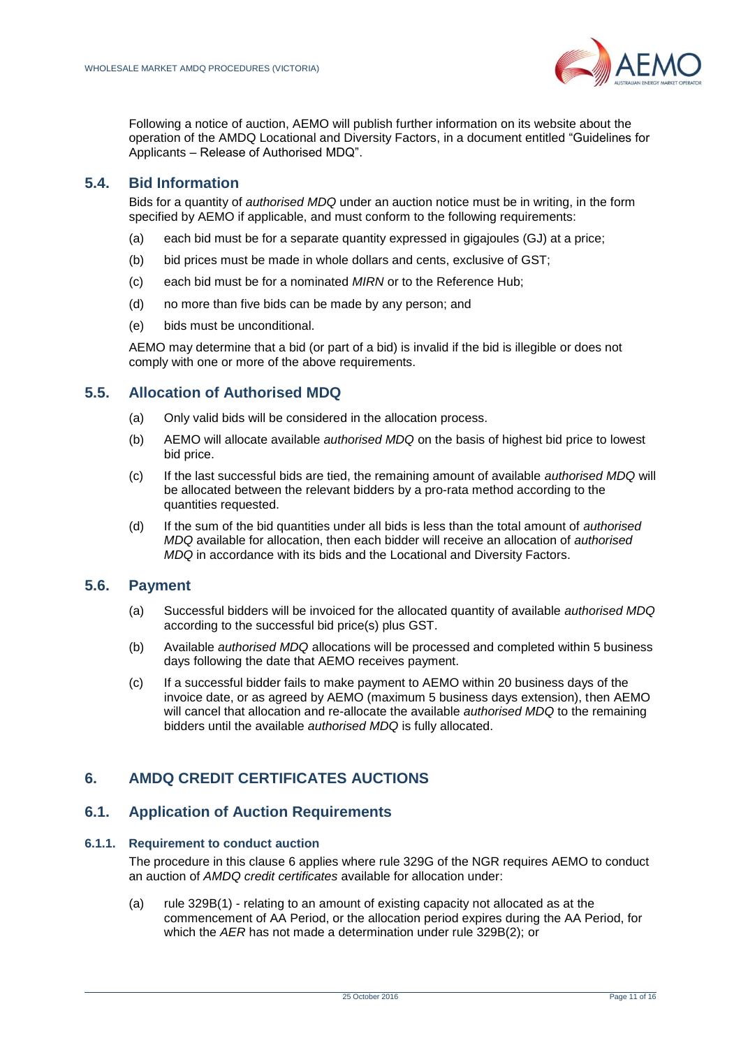Following a notice of auction, AEMO will publish further information on its website about the operation of the AMDQ Locational and Diversity Factors, in a document entitled "Guidelines for Applicants – Release of Authorised MDQ".

## 5.4. Bid Information

Bids for a quantity of *authorised MDQ* under an auction notice must be in writing, in the form specified by AEMO if applicable, and must conform to the following requirements:

(a) each bid must be for a separate quantity expressed in gigajoules (GJ) at a price;

(b) bid prices must be made in whole dollars and cents, exclusive of GST;

(c) each bid must be for a nominated *MIRN* or to the Reference Hub;

(d) no more than five bids can be made by any person; and

(e) bids must be unconditional.

AEMO may determine that a bid (or part of a bid) is invalid if the bid is illegible or does not comply with one or more of the above requirements.

## 5.5. Allocation of Authorised MDQ

(a) Only valid bids will be considered in the allocation process.

(b) AEMO will allocate available *authorised MDQ* on the basis of highest bid price to lowest bid price.

(c) If the last successful bids are tied, the remaining amount of available *authorised MDQ* will be allocated between the relevant bidders by a pro-rata method according to the quantities requested.

(d) If the sum of the bid quantities under all bids is less than the total amount of *authorised MDQ* available for allocation, then each bidder will receive an allocation of *authorised MDQ* in accordance with its bids and the Locational and Diversity Factors.

## 5.6. Payment

(a) Successful bidders will be invoiced for the allocated quantity of available *authorised MDQ* according to the successful bid price(s) plus GST.

(b) Available *authorised MDQ* allocations will be processed and completed within 5 business days following the date that AEMO receives payment.

(c) If a successful bidder fails to make payment to AEMO within 20 business days of the invoice date, or as agreed by AEMO (maximum 5 business days extension), then AEMO will cancel that allocation and re-allocate the available *authorised MDQ* to the remaining bidders until the available *authorised MDQ* is fully allocated.

# 6. AMDQ CREDIT CERTIFICATES AUCTIONS

## 6.1. Application of Auction Requirements

### 6.1.1. Requirement to conduct auction

The procedure in this clause 6 applies where rule 329G of the NGR requires AEMO to conduct an auction of *AMDQ credit certificates* available for allocation under:

(a) rule 329B(1) - relating to an amount of existing capacity not allocated as at the commencement of AA Period, or the allocation period expires during the AA Period, for which the *AER* has not made a determination under rule 329B(2); or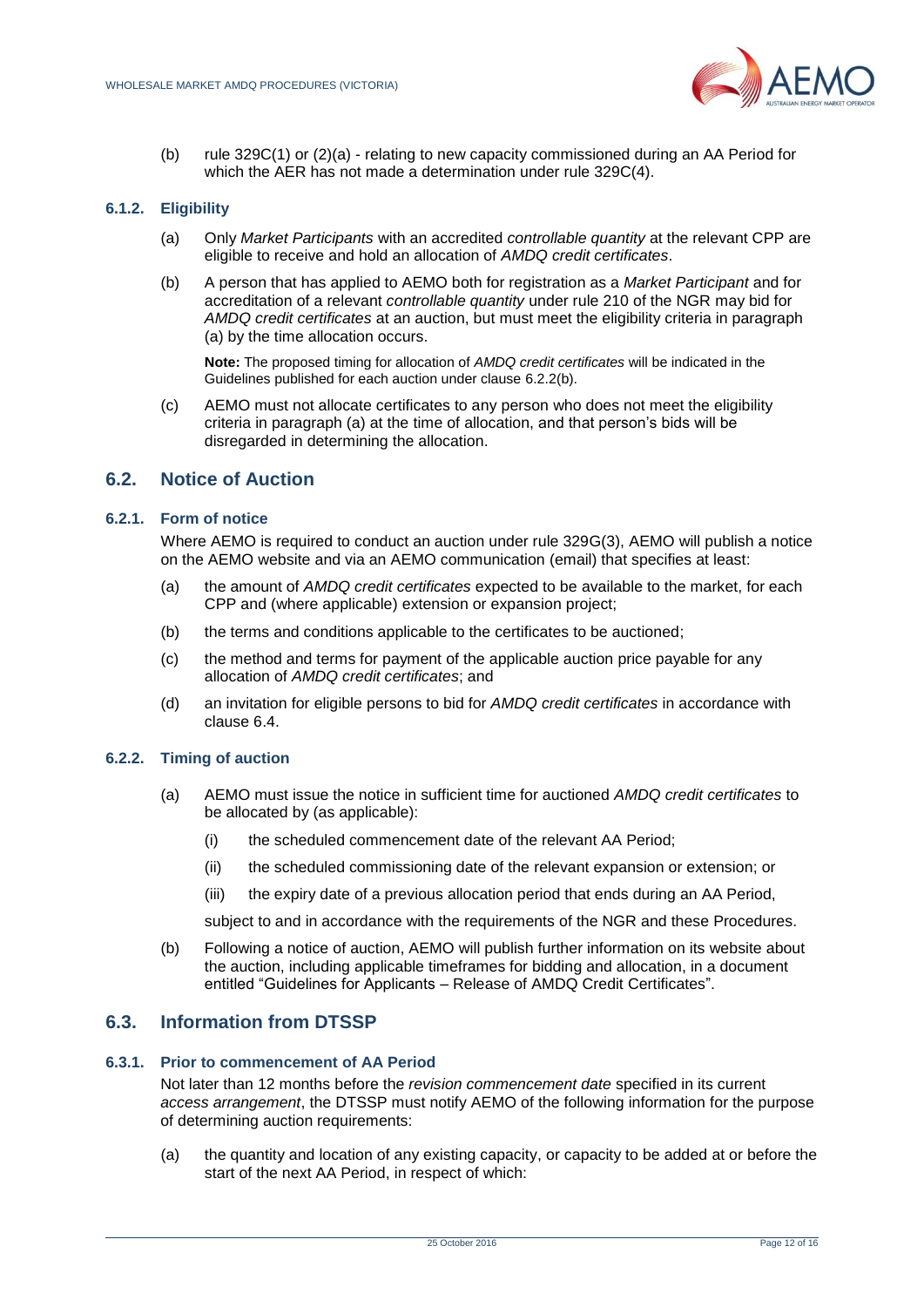(b) rule 329C(1) or (2)(a) - relating to new capacity commissioned during an AA Period for which the AER has not made a determination under rule 329C(4).

### 6.1.2. Eligibility

(a) Only *Market Participants* with an accredited *controllable quantity* at the relevant CPP are eligible to receive and hold an allocation of *AMDQ credit certificates*.

(b) A person that has applied to AEMO both for registration as a *Market Participant* and for accreditation of a relevant *controllable quantity* under rule 210 of the NGR may bid for *AMDQ credit certificates* at an auction, but must meet the eligibility criteria in paragraph (a) by the time allocation occurs.

**Note:** The proposed timing for allocation of *AMDQ credit certificates* will be indicated in the Guidelines published for each auction under clause 6.2.2(b).

(c) AEMO must not allocate certificates to any person who does not meet the eligibility criteria in paragraph (a) at the time of allocation, and that person's bids will be disregarded in determining the allocation.

## 6.2. Notice of Auction

### 6.2.1. Form of notice

Where AEMO is required to conduct an auction under rule 329G(3), AEMO will publish a notice on the AEMO website and via an AEMO communication (email) that specifies at least:

(a) the amount of *AMDQ credit certificates* expected to be available to the market, for each CPP and (where applicable) extension or expansion project;

(b) the terms and conditions applicable to the certificates to be auctioned;

(c) the method and terms for payment of the applicable auction price payable for any allocation of *AMDQ credit certificates*; and

(d) an invitation for eligible persons to bid for *AMDQ credit certificates* in accordance with clause 6.4.

### 6.2.2. Timing of auction

(a) AEMO must issue the notice in sufficient time for auctioned *AMDQ credit certificates* to be allocated by (as applicable):

(i) the scheduled commencement date of the relevant AA Period;

(ii) the scheduled commissioning date of the relevant expansion or extension; or

(iii) the expiry date of a previous allocation period that ends during an AA Period,

subject to and in accordance with the requirements of the NGR and these Procedures.

(b) Following a notice of auction, AEMO will publish further information on its website about the auction, including applicable timeframes for bidding and allocation, in a document entitled "Guidelines for Applicants – Release of AMDQ Credit Certificates".

## 6.3. Information from DTSSP

### 6.3.1. Prior to commencement of AA Period

Not later than 12 months before the *revision commencement date* specified in its current *access arrangement*, the DTSSP must notify AEMO of the following information for the purpose of determining auction requirements:

(a) the quantity and location of any existing capacity, or capacity to be added at or before the start of the next AA Period, in respect of which: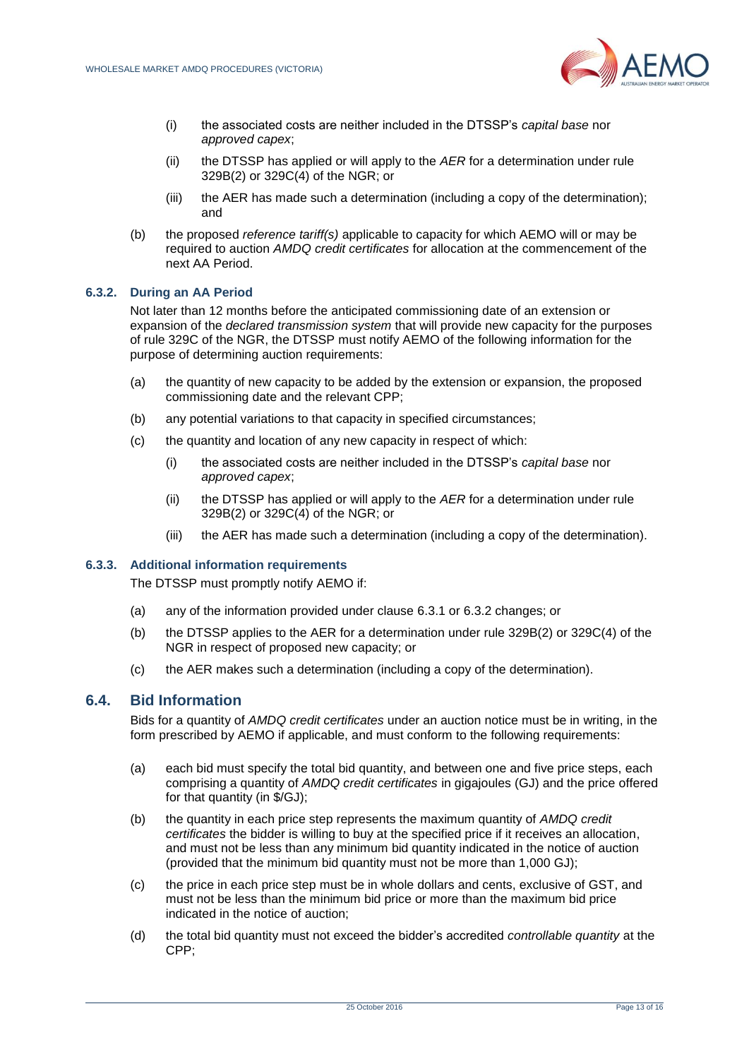(i) the associated costs are neither included in the DTSSP's *capital base* nor *approved capex*;

(ii) the DTSSP has applied or will apply to the *AER* for a determination under rule 329B(2) or 329C(4) of the NGR; or

(iii) the AER has made such a determination (including a copy of the determination); and

(b) the proposed *reference tariff(s)* applicable to capacity for which AEMO will or may be required to auction *AMDQ credit certificates* for allocation at the commencement of the next AA Period.

#### 6.3.2. During an AA Period

Not later than 12 months before the anticipated commissioning date of an extension or expansion of the *declared transmission system* that will provide new capacity for the purposes of rule 329C of the NGR, the DTSSP must notify AEMO of the following information for the purpose of determining auction requirements:

(a) the quantity of new capacity to be added by the extension or expansion, the proposed commissioning date and the relevant CPP;

(b) any potential variations to that capacity in specified circumstances;

(c) the quantity and location of any new capacity in respect of which:

(i) the associated costs are neither included in the DTSSP's *capital base* nor *approved capex*;

(ii) the DTSSP has applied or will apply to the *AER* for a determination under rule 329B(2) or 329C(4) of the NGR; or

(iii) the AER has made such a determination (including a copy of the determination).

#### 6.3.3. Additional information requirements

The DTSSP must promptly notify AEMO if:

(a) any of the information provided under clause 6.3.1 or 6.3.2 changes; or

(b) the DTSSP applies to the AER for a determination under rule 329B(2) or 329C(4) of the NGR in respect of proposed new capacity; or

(c) the AER makes such a determination (including a copy of the determination).

### 6.4. Bid Information

Bids for a quantity of *AMDQ credit certificates* under an auction notice must be in writing, in the form prescribed by AEMO if applicable, and must conform to the following requirements:

(a) each bid must specify the total bid quantity, and between one and five price steps, each comprising a quantity of *AMDQ credit certificates* in gigajoules (GJ) and the price offered for that quantity (in $/GJ);

(b) the quantity in each price step represents the maximum quantity of *AMDQ credit certificates* the bidder is willing to buy at the specified price if it receives an allocation, and must not be less than any minimum bid quantity indicated in the notice of auction (provided that the minimum bid quantity must not be more than 1,000 GJ);

(c) the price in each price step must be in whole dollars and cents, exclusive of GST, and must not be less than the minimum bid price or more than the maximum bid price indicated in the notice of auction;

(d) the total bid quantity must not exceed the bidder's accredited *controllable quantity* at the CPP;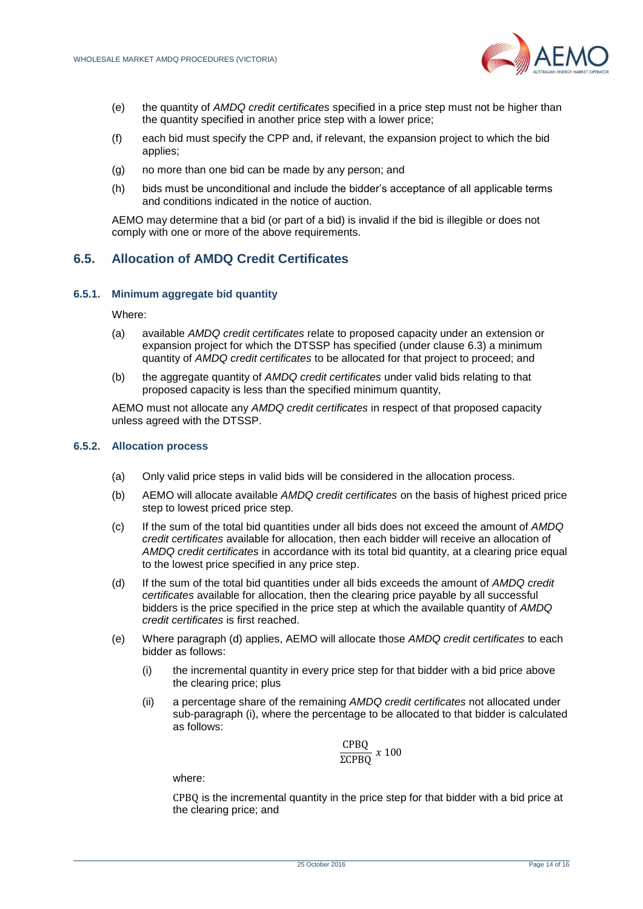(e) the quantity of *AMDQ credit certificates* specified in a price step must not be higher than the quantity specified in another price step with a lower price;

(f) each bid must specify the CPP and, if relevant, the expansion project to which the bid applies;

(g) no more than one bid can be made by any person; and

(h) bids must be unconditional and include the bidder's acceptance of all applicable terms and conditions indicated in the notice of auction.

AEMO may determine that a bid (or part of a bid) is invalid if the bid is illegible or does not comply with one or more of the above requirements.

## 6.5. Allocation of AMDQ Credit Certificates

### 6.5.1. Minimum aggregate bid quantity

Where:

(a) available *AMDQ credit certificates* relate to proposed capacity under an extension or expansion project for which the DTSSP has specified (under clause 6.3) a minimum quantity of *AMDQ credit certificates* to be allocated for that project to proceed; and

(b) the aggregate quantity of *AMDQ credit certificates* under valid bids relating to that proposed capacity is less than the specified minimum quantity,

AEMO must not allocate any *AMDQ credit certificates* in respect of that proposed capacity unless agreed with the DTSSP.

### 6.5.2. Allocation process

(a) Only valid price steps in valid bids will be considered in the allocation process.

(b) AEMO will allocate available *AMDQ credit certificates* on the basis of highest priced price step to lowest priced price step.

(c) If the sum of the total bid quantities under all bids does not exceed the amount of *AMDQ credit certificates* available for allocation, then each bidder will receive an allocation of *AMDQ credit certificates* in accordance with its total bid quantity, at a clearing price equal to the lowest price specified in any price step.

(d) If the sum of the total bid quantities under all bids exceeds the amount of *AMDQ credit certificates* available for allocation, then the clearing price payable by all successful bidders is the price specified in the price step at which the available quantity of *AMDQ credit certificates* is first reached.

(e) Where paragraph (d) applies, AEMO will allocate those *AMDQ credit certificates* to each bidder as follows:

   (i) the incremental quantity in every price step for that bidder with a bid price above the clearing price; plus

   (ii) a percentage share of the remaining *AMDQ credit certificates* not allocated under sub-paragraph (i), where the percentage to be allocated to that bidder is calculated as follows:

$$\frac{\text{CPBQ}}{\Sigma\text{CPBQ}}\ x\ 100$$

   where:

   CPBQ is the incremental quantity in the price step for that bidder with a bid price at the clearing price; and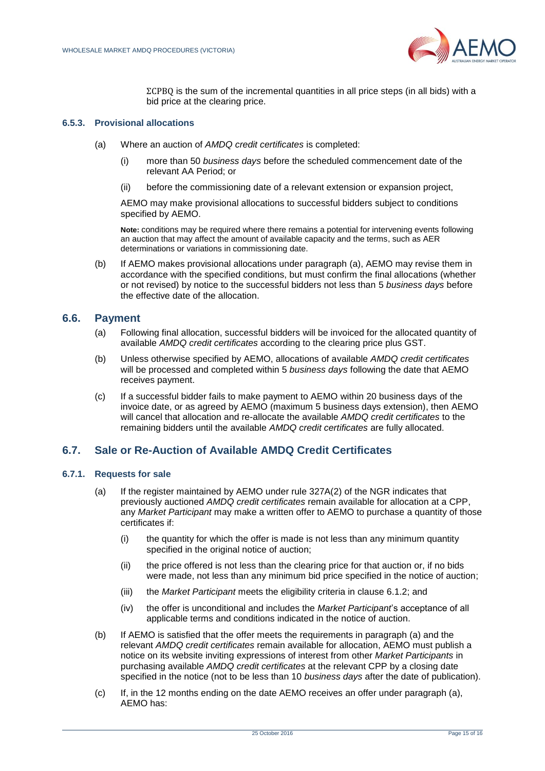$\Sigma CPBQ$ is the sum of the incremental quantities in all price steps (in all bids) with a bid price at the clearing price.

#### 6.5.3. Provisional allocations

(a) Where an auction of *AMDQ credit certificates* is completed:

   (i) more than 50 *business days* before the scheduled commencement date of the relevant AA Period; or

   (ii) before the commissioning date of a relevant extension or expansion project,

   AEMO may make provisional allocations to successful bidders subject to conditions specified by AEMO.

   **Note:** conditions may be required where there remains a potential for intervening events following an auction that may affect the amount of available capacity and the terms, such as AER determinations or variations in commissioning date.

(b) If AEMO makes provisional allocations under paragraph (a), AEMO may revise them in accordance with the specified conditions, but must confirm the final allocations (whether or not revised) by notice to the successful bidders not less than 5 *business days* before the effective date of the allocation.

## 6.6. Payment

(a) Following final allocation, successful bidders will be invoiced for the allocated quantity of available *AMDQ credit certificates* according to the clearing price plus GST.

(b) Unless otherwise specified by AEMO, allocations of available *AMDQ credit certificates* will be processed and completed within 5 *business days* following the date that AEMO receives payment.

(c) If a successful bidder fails to make payment to AEMO within 20 business days of the invoice date, or as agreed by AEMO (maximum 5 business days extension), then AEMO will cancel that allocation and re-allocate the available *AMDQ credit certificates* to the remaining bidders until the available *AMDQ credit certificates* are fully allocated.

## 6.7. Sale or Re-Auction of Available AMDQ Credit Certificates

#### 6.7.1. Requests for sale

(a) If the register maintained by AEMO under rule 327A(2) of the NGR indicates that previously auctioned *AMDQ credit certificates* remain available for allocation at a CPP, any *Market Participant* may make a written offer to AEMO to purchase a quantity of those certificates if:

   (i) the quantity for which the offer is made is not less than any minimum quantity specified in the original notice of auction;

   (ii) the price offered is not less than the clearing price for that auction or, if no bids were made, not less than any minimum bid price specified in the notice of auction;

   (iii) the *Market Participant* meets the eligibility criteria in clause 6.1.2; and

   (iv) the offer is unconditional and includes the *Market Participant*'s acceptance of all applicable terms and conditions indicated in the notice of auction.

(b) If AEMO is satisfied that the offer meets the requirements in paragraph (a) and the relevant *AMDQ credit certificates* remain available for allocation, AEMO must publish a notice on its website inviting expressions of interest from other *Market Participants* in purchasing available *AMDQ credit certificates* at the relevant CPP by a closing date specified in the notice (not to be less than 10 *business days* after the date of publication).

(c) If, in the 12 months ending on the date AEMO receives an offer under paragraph (a), AEMO has: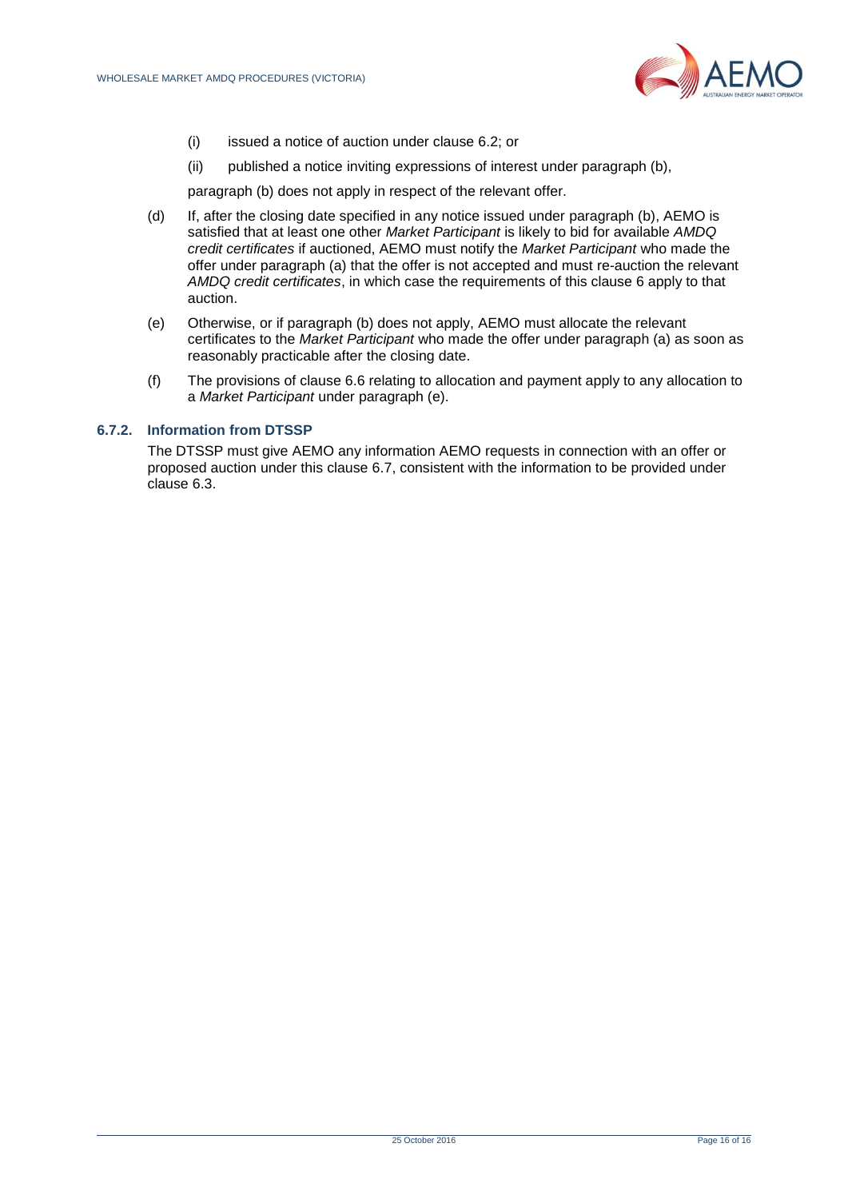(i) issued a notice of auction under clause 6.2; or

(ii) published a notice inviting expressions of interest under paragraph (b),

paragraph (b) does not apply in respect of the relevant offer.

(d) If, after the closing date specified in any notice issued under paragraph (b), AEMO is satisfied that at least one other *Market Participant* is likely to bid for available *AMDQ credit certificates* if auctioned, AEMO must notify the *Market Participant* who made the offer under paragraph (a) that the offer is not accepted and must re-auction the relevant *AMDQ credit certificates*, in which case the requirements of this clause 6 apply to that auction.

(e) Otherwise, or if paragraph (b) does not apply, AEMO must allocate the relevant certificates to the *Market Participant* who made the offer under paragraph (a) as soon as reasonably practicable after the closing date.

(f) The provisions of clause 6.6 relating to allocation and payment apply to any allocation to a *Market Participant* under paragraph (e).

### 6.7.2. Information from DTSSP

The DTSSP must give AEMO any information AEMO requests in connection with an offer or proposed auction under this clause 6.7, consistent with the information to be provided under clause 6.3.